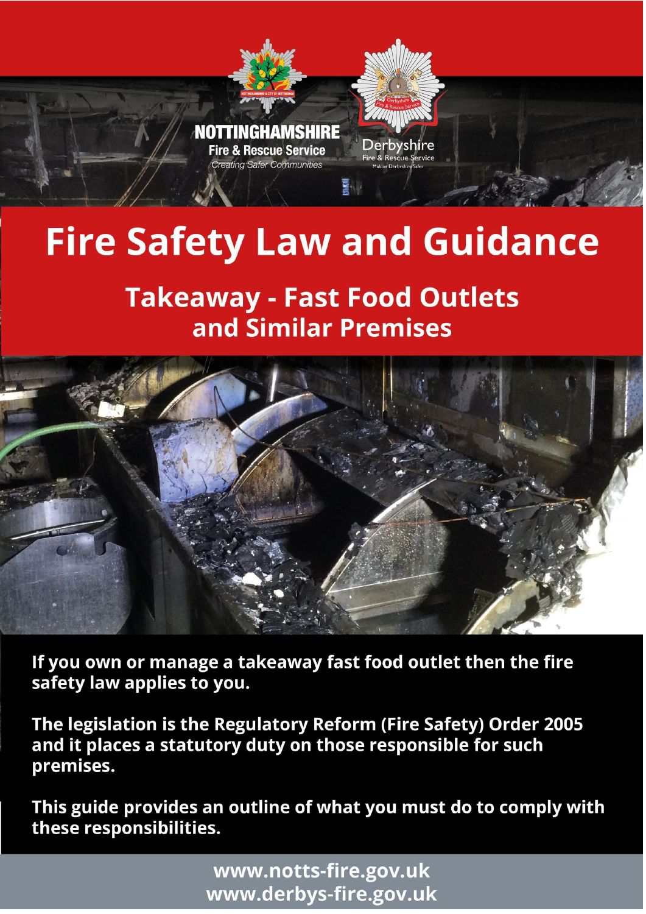NOTTINGHAMSHIRE
Fire & Rescue Service
*Creating Safer Communities*

Derbyshire
Fire & Rescue Service
Making Derbyshire Safer

# Fire Safety Law and Guidance

## Takeaway - Fast Food Outlets and Similar Premises

**If you own or manage a takeaway fast food outlet then the fire safety law applies to you.**

**The legislation is the Regulatory Reform (Fire Safety) Order 2005 and it places a statutory duty on those responsible for such premises.**

**This guide provides an outline of what you must do to comply with these responsibilities.**

**www.notts-fire.gov.uk**
**www.derbys-fire.gov.uk**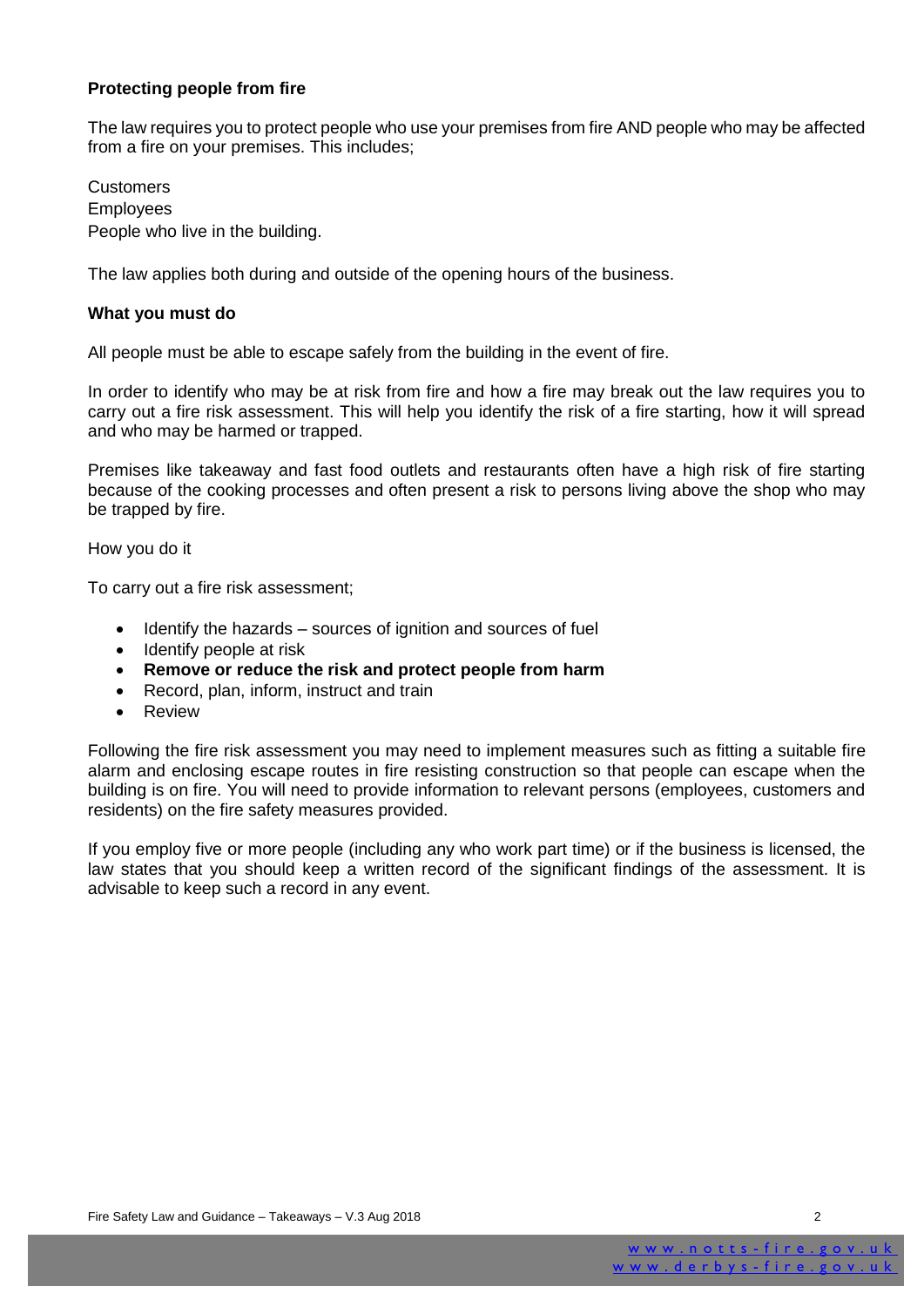## Protecting people from fire

The law requires you to protect people who use your premises from fire AND people who may be affected from a fire on your premises. This includes;

Customers  
Employees  
People who live in the building.

The law applies both during and outside of the opening hours of the business.

## What you must do

All people must be able to escape safely from the building in the event of fire.

In order to identify who may be at risk from fire and how a fire may break out the law requires you to carry out a fire risk assessment. This will help you identify the risk of a fire starting, how it will spread and who may be harmed or trapped.

Premises like takeaway and fast food outlets and restaurants often have a high risk of fire starting because of the cooking processes and often present a risk to persons living above the shop who may be trapped by fire.

How you do it

To carry out a fire risk assessment;

- Identify the hazards – sources of ignition and sources of fuel
- Identify people at risk
- **Remove or reduce the risk and protect people from harm**
- Record, plan, inform, instruct and train
- Review

Following the fire risk assessment you may need to implement measures such as fitting a suitable fire alarm and enclosing escape routes in fire resisting construction so that people can escape when the building is on fire. You will need to provide information to relevant persons (employees, customers and residents) on the fire safety measures provided.

If you employ five or more people (including any who work part time) or if the business is licensed, the law states that you should keep a written record of the significant findings of the assessment. It is advisable to keep such a record in any event.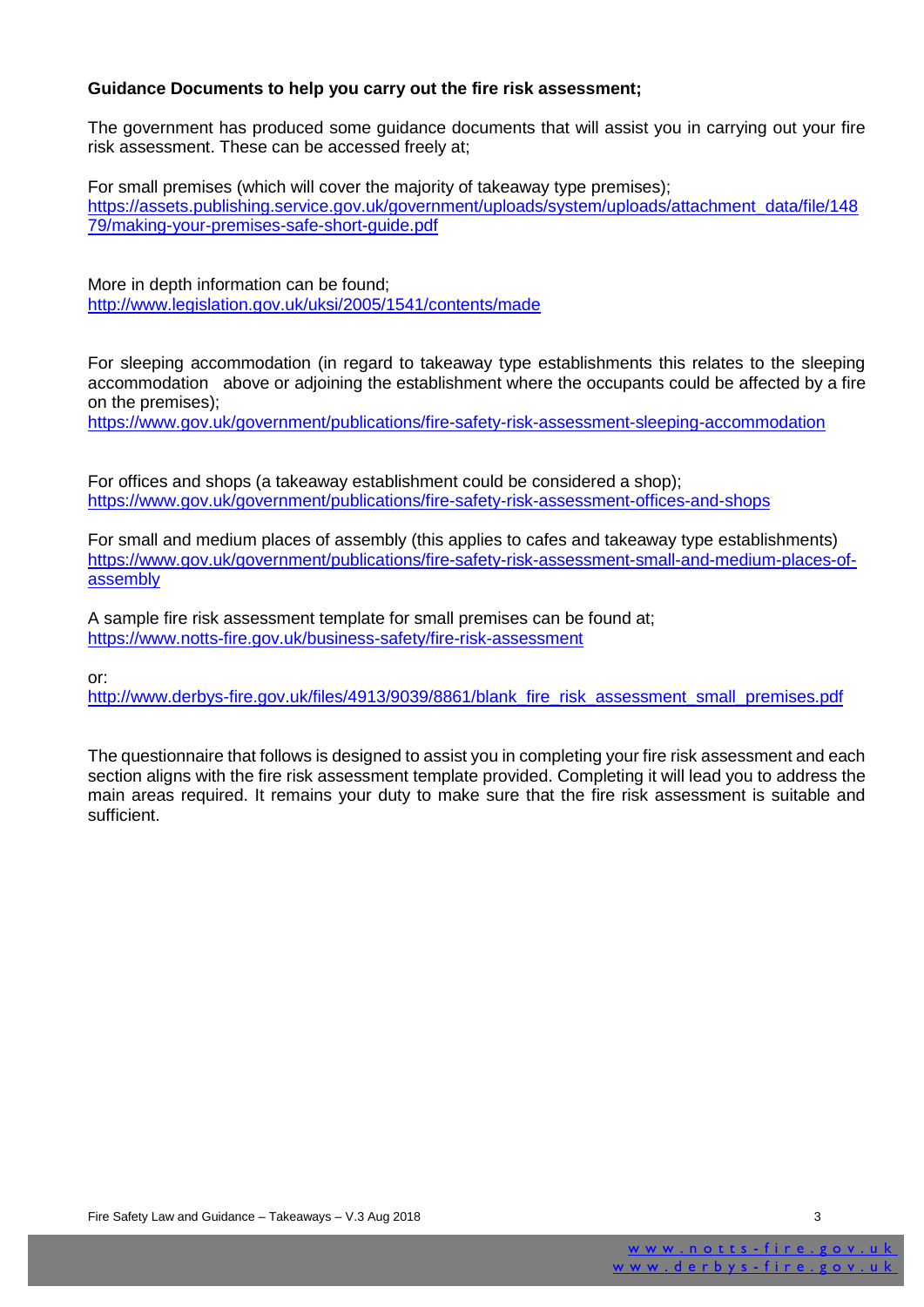**Guidance Documents to help you carry out the fire risk assessment;**

The government has produced some guidance documents that will assist you in carrying out your fire risk assessment. These can be accessed freely at;

For small premises (which will cover the majority of takeaway type premises);
https://assets.publishing.service.gov.uk/government/uploads/system/uploads/attachment_data/file/14879/making-your-premises-safe-short-guide.pdf

More in depth information can be found;
http://www.legislation.gov.uk/uksi/2005/1541/contents/made

For sleeping accommodation (in regard to takeaway type establishments this relates to the sleeping accommodation above or adjoining the establishment where the occupants could be affected by a fire on the premises);
https://www.gov.uk/government/publications/fire-safety-risk-assessment-sleeping-accommodation

For offices and shops (a takeaway establishment could be considered a shop);
https://www.gov.uk/government/publications/fire-safety-risk-assessment-offices-and-shops

For small and medium places of assembly (this applies to cafes and takeaway type establishments)
https://www.gov.uk/government/publications/fire-safety-risk-assessment-small-and-medium-places-of-assembly

A sample fire risk assessment template for small premises can be found at;
https://www.notts-fire.gov.uk/business-safety/fire-risk-assessment

or:
http://www.derbys-fire.gov.uk/files/4913/9039/8861/blank_fire_risk_assessment_small_premises.pdf

The questionnaire that follows is designed to assist you in completing your fire risk assessment and each section aligns with the fire risk assessment template provided. Completing it will lead you to address the main areas required. It remains your duty to make sure that the fire risk assessment is suitable and sufficient.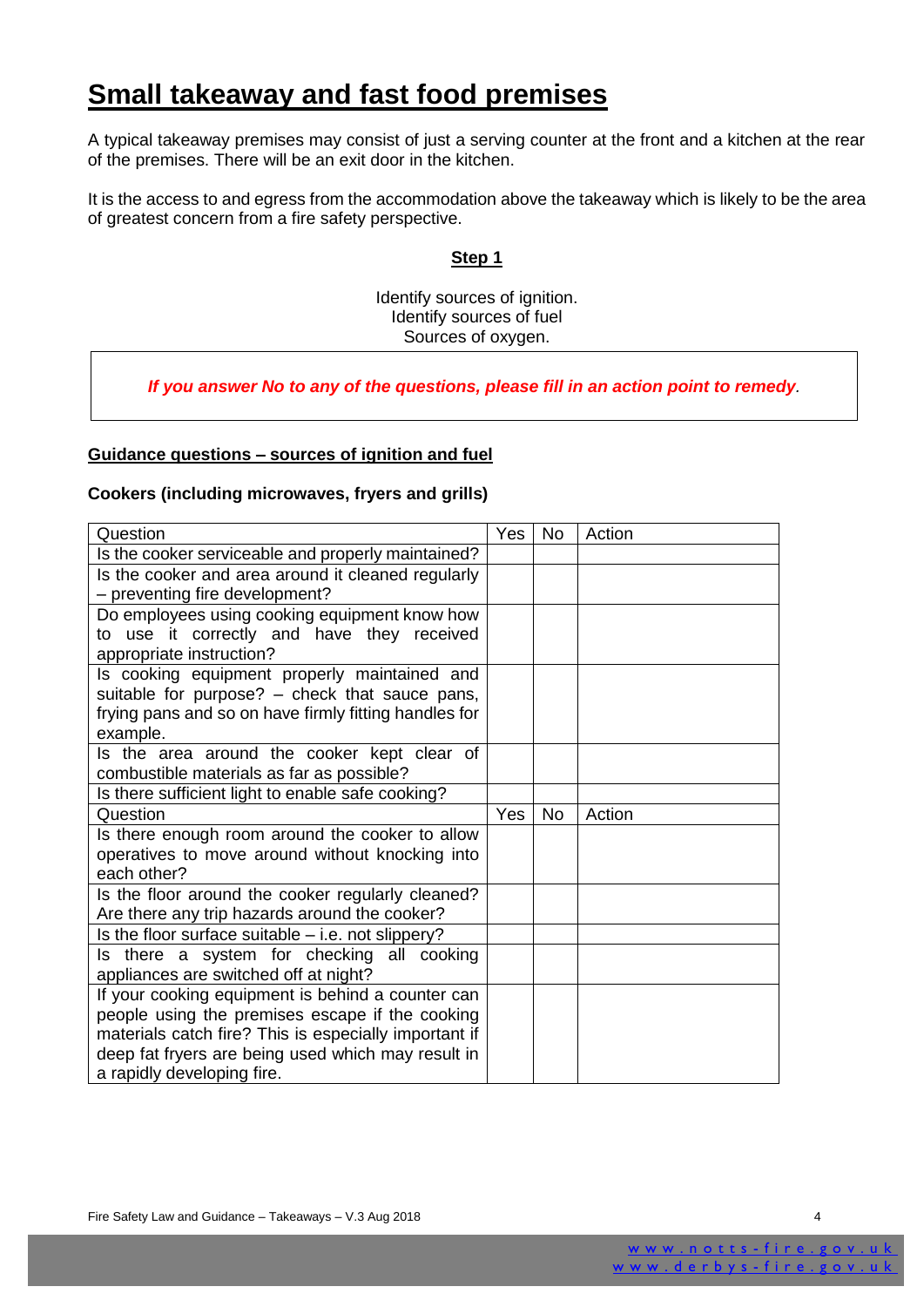# Small takeaway and fast food premises

A typical takeaway premises may consist of just a serving counter at the front and a kitchen at the rear of the premises. There will be an exit door in the kitchen.

It is the access to and egress from the accommodation above the takeaway which is likely to be the area of greatest concern from a fire safety perspective.

## Step 1

Identify sources of ignition.
Identify sources of fuel
Sources of oxygen.

***If you answer No to any of the questions, please fill in an action point to remedy.***

### Guidance questions – sources of ignition and fuel

**Cookers (including microwaves, fryers and grills)**

| Question | Yes | No | Action |
|---|---|---|---|
| Is the cooker serviceable and properly maintained? | | | |
| Is the cooker and area around it cleaned regularly – preventing fire development? | | | |
| Do employees using cooking equipment know how to use it correctly and have they received appropriate instruction? | | | |
| Is cooking equipment properly maintained and suitable for purpose? – check that sauce pans, frying pans and so on have firmly fitting handles for example. | | | |
| Is the area around the cooker kept clear of combustible materials as far as possible? | | | |
| Is there sufficient light to enable safe cooking? | | | |
| Question | Yes | No | Action |
| Is there enough room around the cooker to allow operatives to move around without knocking into each other? | | | |
| Is the floor around the cooker regularly cleaned? Are there any trip hazards around the cooker? | | | |
| Is the floor surface suitable – i.e. not slippery? | | | |
| Is there a system for checking all cooking appliances are switched off at night? | | | |
| If your cooking equipment is behind a counter can people using the premises escape if the cooking materials catch fire? This is especially important if deep fat fryers are being used which may result in a rapidly developing fire. | | | |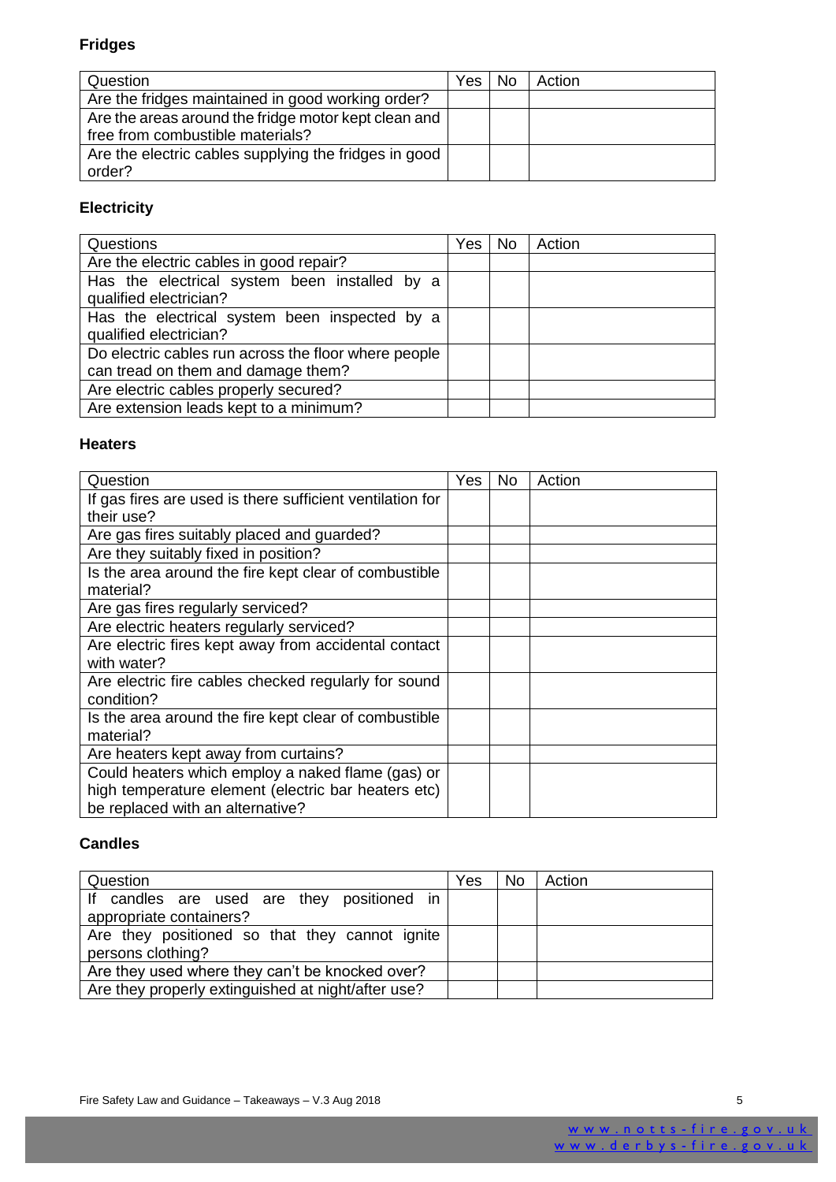### Fridges

| Question | Yes | No | Action |
| --- | --- | --- | --- |
| Are the fridges maintained in good working order? | | | |
| Are the areas around the fridge motor kept clean and free from combustible materials? | | | |
| Are the electric cables supplying the fridges in good order? | | | |

### Electricity

| Questions | Yes | No | Action |
| --- | --- | --- | --- |
| Are the electric cables in good repair? | | | |
| Has the electrical system been installed by a qualified electrician? | | | |
| Has the electrical system been inspected by a qualified electrician? | | | |
| Do electric cables run across the floor where people can tread on them and damage them? | | | |
| Are electric cables properly secured? | | | |
| Are extension leads kept to a minimum? | | | |

### Heaters

| Question | Yes | No | Action |
| --- | --- | --- | --- |
| If gas fires are used is there sufficient ventilation for their use? | | | |
| Are gas fires suitably placed and guarded? | | | |
| Are they suitably fixed in position? | | | |
| Is the area around the fire kept clear of combustible material? | | | |
| Are gas fires regularly serviced? | | | |
| Are electric heaters regularly serviced? | | | |
| Are electric fires kept away from accidental contact with water? | | | |
| Are electric fire cables checked regularly for sound condition? | | | |
| Is the area around the fire kept clear of combustible material? | | | |
| Are heaters kept away from curtains? | | | |
| Could heaters which employ a naked flame (gas) or high temperature element (electric bar heaters etc) be replaced with an alternative? | | | |

### Candles

| Question | Yes | No | Action |
| --- | --- | --- | --- |
| If candles are used are they positioned in appropriate containers? | | | |
| Are they positioned so that they cannot ignite persons clothing? | | | |
| Are they used where they can't be knocked over? | | | |
| Are they properly extinguished at night/after use? | | | |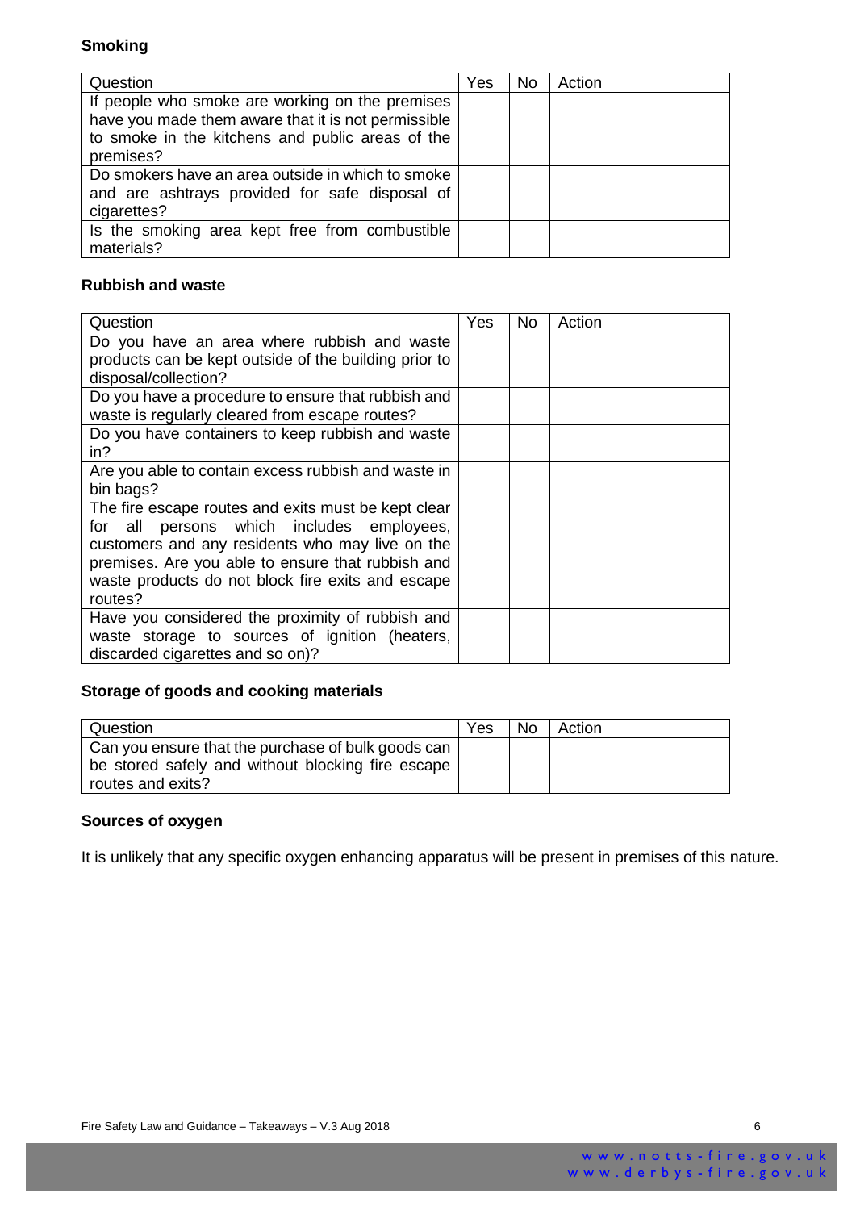### Smoking

| Question | Yes | No | Action |
|---|---|---|---|
| If people who smoke are working on the premises have you made them aware that it is not permissible to smoke in the kitchens and public areas of the premises? | | | |
| Do smokers have an area outside in which to smoke and are ashtrays provided for safe disposal of cigarettes? | | | |
| Is the smoking area kept free from combustible materials? | | | |

### Rubbish and waste

| Question | Yes | No | Action |
|---|---|---|---|
| Do you have an area where rubbish and waste products can be kept outside of the building prior to disposal/collection? | | | |
| Do you have a procedure to ensure that rubbish and waste is regularly cleared from escape routes? | | | |
| Do you have containers to keep rubbish and waste in? | | | |
| Are you able to contain excess rubbish and waste in bin bags? | | | |
| The fire escape routes and exits must be kept clear for all persons which includes employees, customers and any residents who may live on the premises. Are you able to ensure that rubbish and waste products do not block fire exits and escape routes? | | | |
| Have you considered the proximity of rubbish and waste storage to sources of ignition (heaters, discarded cigarettes and so on)? | | | |

### Storage of goods and cooking materials

| Question | Yes | No | Action |
|---|---|---|---|
| Can you ensure that the purchase of bulk goods can be stored safely and without blocking fire escape routes and exits? | | | |

### Sources of oxygen

It is unlikely that any specific oxygen enhancing apparatus will be present in premises of this nature.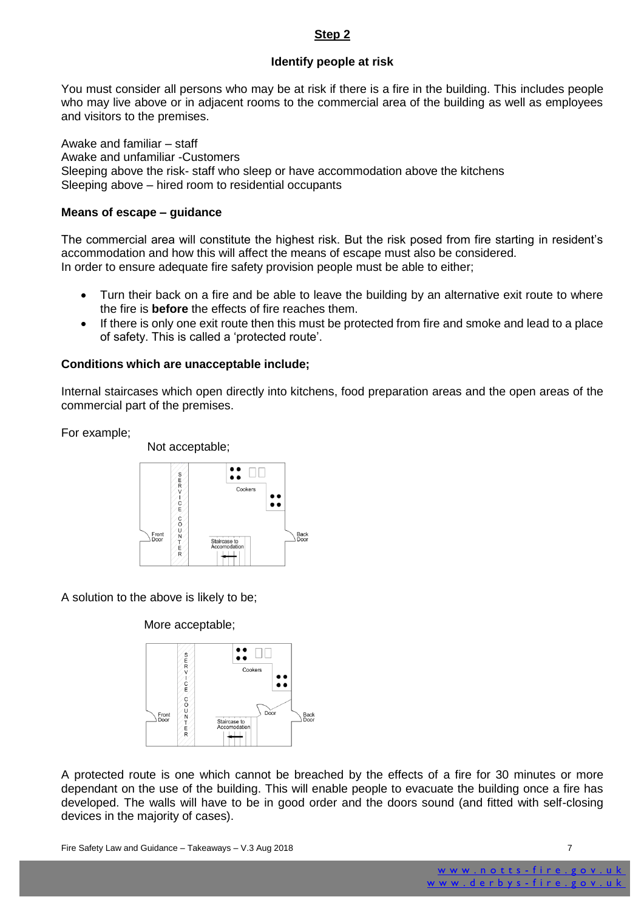## Step 2

### Identify people at risk

You must consider all persons who may be at risk if there is a fire in the building. This includes people who may live above or in adjacent rooms to the commercial area of the building as well as employees and visitors to the premises.

Awake and familiar – staff
Awake and unfamiliar -Customers
Sleeping above the risk- staff who sleep or have accommodation above the kitchens
Sleeping above – hired room to residential occupants

### Means of escape – guidance

The commercial area will constitute the highest risk. But the risk posed from fire starting in resident's accommodation and how this will affect the means of escape must also be considered.
In order to ensure adequate fire safety provision people must be able to either;

- Turn their back on a fire and be able to leave the building by an alternative exit route to where the fire is **before** the effects of fire reaches them.
- If there is only one exit route then this must be protected from fire and smoke and lead to a place of safety. This is called a 'protected route'.

### Conditions which are unacceptable include;

Internal staircases which open directly into kitchens, food preparation areas and the open areas of the commercial part of the premises.

For example;

Not acceptable;

A solution to the above is likely to be;

More acceptable;

A protected route is one which cannot be breached by the effects of a fire for 30 minutes or more dependant on the use of the building. This will enable people to evacuate the building once a fire has developed. The walls will have to be in good order and the doors sound (and fitted with self-closing devices in the majority of cases).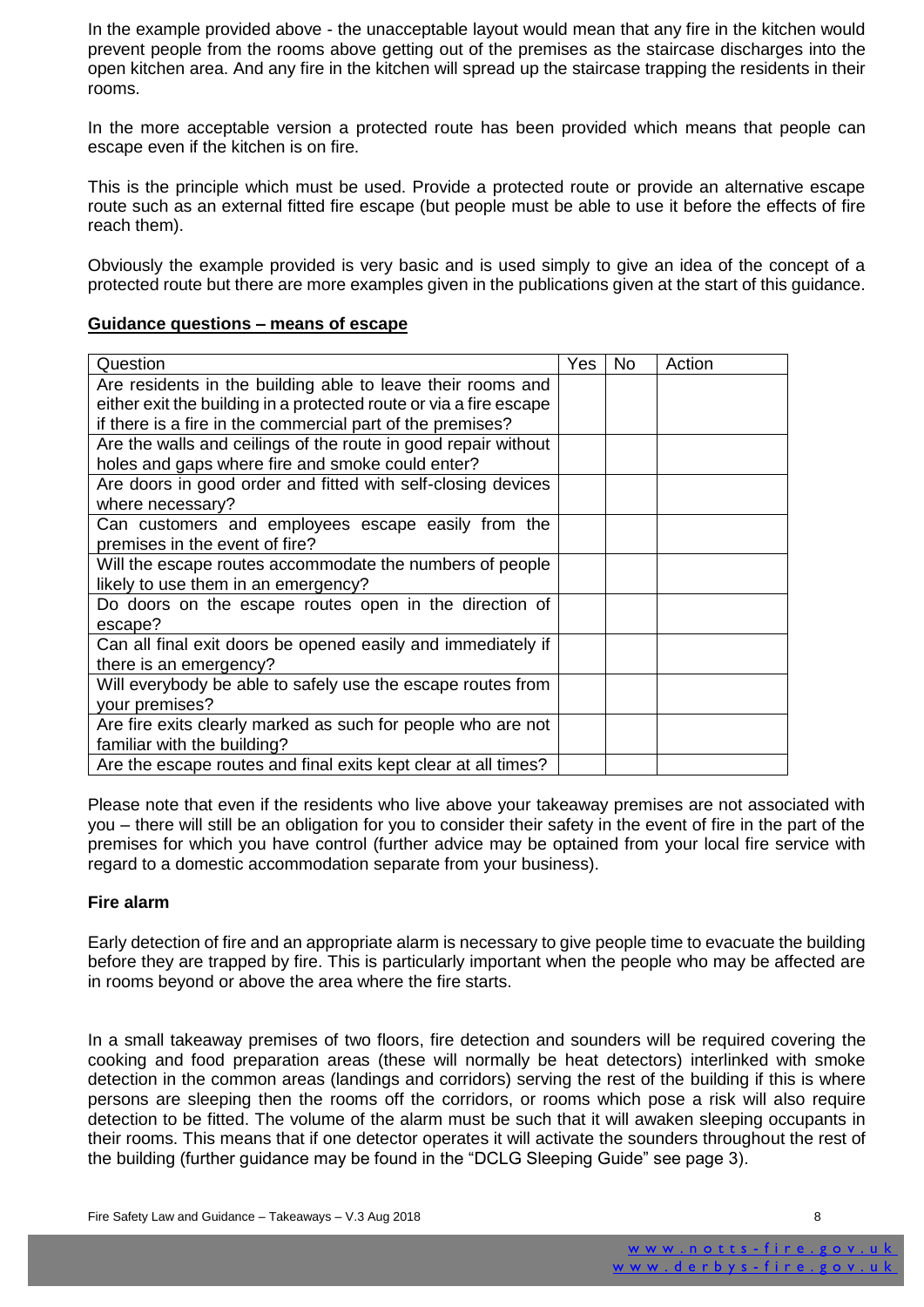In the example provided above - the unacceptable layout would mean that any fire in the kitchen would prevent people from the rooms above getting out of the premises as the staircase discharges into the open kitchen area. And any fire in the kitchen will spread up the staircase trapping the residents in their rooms.

In the more acceptable version a protected route has been provided which means that people can escape even if the kitchen is on fire.

This is the principle which must be used. Provide a protected route or provide an alternative escape route such as an external fitted fire escape (but people must be able to use it before the effects of fire reach them).

Obviously the example provided is very basic and is used simply to give an idea of the concept of a protected route but there are more examples given in the publications given at the start of this guidance.

**Guidance questions – means of escape**

| Question | Yes | No | Action |
|---|---|---|---|
| Are residents in the building able to leave their rooms and either exit the building in a protected route or via a fire escape if there is a fire in the commercial part of the premises? | | | |
| Are the walls and ceilings of the route in good repair without holes and gaps where fire and smoke could enter? | | | |
| Are doors in good order and fitted with self-closing devices where necessary? | | | |
| Can customers and employees escape easily from the premises in the event of fire? | | | |
| Will the escape routes accommodate the numbers of people likely to use them in an emergency? | | | |
| Do doors on the escape routes open in the direction of escape? | | | |
| Can all final exit doors be opened easily and immediately if there is an emergency? | | | |
| Will everybody be able to safely use the escape routes from your premises? | | | |
| Are fire exits clearly marked as such for people who are not familiar with the building? | | | |
| Are the escape routes and final exits kept clear at all times? | | | |

Please note that even if the residents who live above your takeaway premises are not associated with you – there will still be an obligation for you to consider their safety in the event of fire in the part of the premises for which you have control (further advice may be optained from your local fire service with regard to a domestic accommodation separate from your business).

**Fire alarm**

Early detection of fire and an appropriate alarm is necessary to give people time to evacuate the building before they are trapped by fire. This is particularly important when the people who may be affected are in rooms beyond or above the area where the fire starts.

In a small takeaway premises of two floors, fire detection and sounders will be required covering the cooking and food preparation areas (these will normally be heat detectors) interlinked with smoke detection in the common areas (landings and corridors) serving the rest of the building if this is where persons are sleeping then the rooms off the corridors, or rooms which pose a risk will also require detection to be fitted. The volume of the alarm must be such that it will awaken sleeping occupants in their rooms. This means that if one detector operates it will activate the sounders throughout the rest of the building (further guidance may be found in the "DCLG Sleeping Guide" see page 3).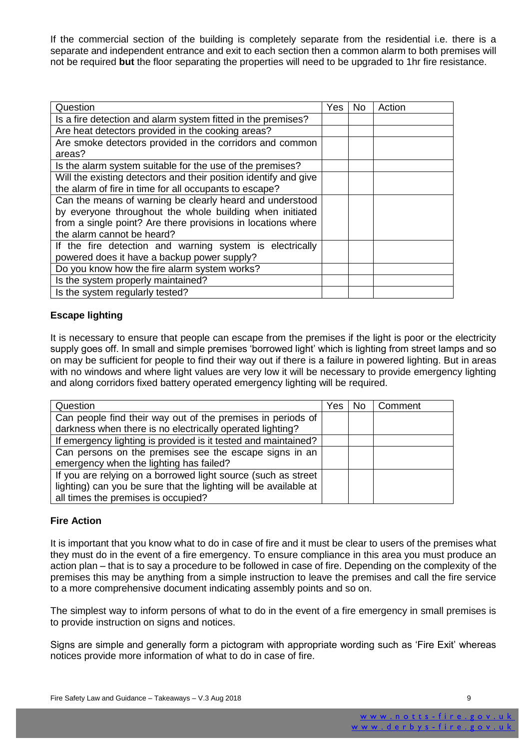If the commercial section of the building is completely separate from the residential i.e. there is a separate and independent entrance and exit to each section then a common alarm to both premises will not be required **but** the floor separating the properties will need to be upgraded to 1hr fire resistance.

| Question | Yes | No | Action |
|---|---|---|---|
| Is a fire detection and alarm system fitted in the premises? | | | |
| Are heat detectors provided in the cooking areas? | | | |
| Are smoke detectors provided in the corridors and common areas? | | | |
| Is the alarm system suitable for the use of the premises? | | | |
| Will the existing detectors and their position identify and give the alarm of fire in time for all occupants to escape? | | | |
| Can the means of warning be clearly heard and understood by everyone throughout the whole building when initiated from a single point? Are there provisions in locations where the alarm cannot be heard? | | | |
| If the fire detection and warning system is electrically powered does it have a backup power supply? | | | |
| Do you know how the fire alarm system works? | | | |
| Is the system properly maintained? | | | |
| Is the system regularly tested? | | | |

## Escape lighting

It is necessary to ensure that people can escape from the premises if the light is poor or the electricity supply goes off. In small and simple premises 'borrowed light' which is lighting from street lamps and so on may be sufficient for people to find their way out if there is a failure in powered lighting. But in areas with no windows and where light values are very low it will be necessary to provide emergency lighting and along corridors fixed battery operated emergency lighting will be required.

| Question | Yes | No | Comment |
|---|---|---|---|
| Can people find their way out of the premises in periods of darkness when there is no electrically operated lighting? | | | |
| If emergency lighting is provided is it tested and maintained? | | | |
| Can persons on the premises see the escape signs in an emergency when the lighting has failed? | | | |
| If you are relying on a borrowed light source (such as street lighting) can you be sure that the lighting will be available at all times the premises is occupied? | | | |

## Fire Action

It is important that you know what to do in case of fire and it must be clear to users of the premises what they must do in the event of a fire emergency. To ensure compliance in this area you must produce an action plan – that is to say a procedure to be followed in case of fire. Depending on the complexity of the premises this may be anything from a simple instruction to leave the premises and call the fire service to a more comprehensive document indicating assembly points and so on.

The simplest way to inform persons of what to do in the event of a fire emergency in small premises is to provide instruction on signs and notices.

Signs are simple and generally form a pictogram with appropriate wording such as 'Fire Exit' whereas notices provide more information of what to do in case of fire.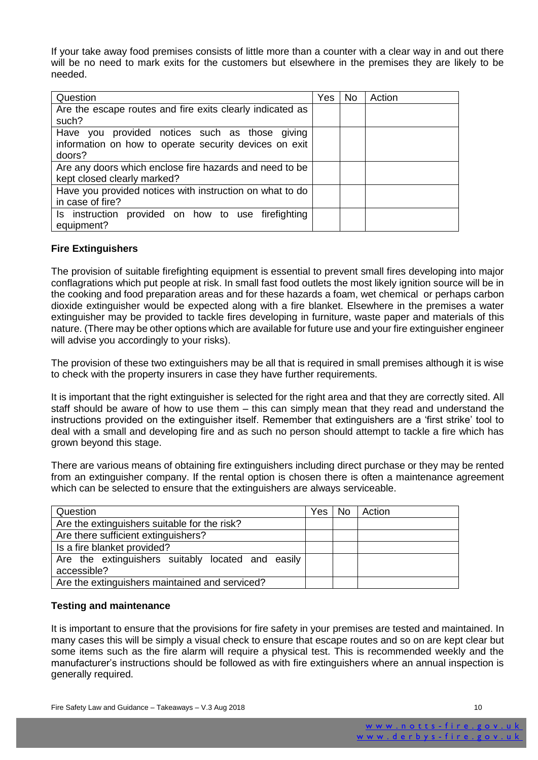If your take away food premises consists of little more than a counter with a clear way in and out there will be no need to mark exits for the customers but elsewhere in the premises they are likely to be needed.

| Question | Yes | No | Action |
|---|---|---|---|
| Are the escape routes and fire exits clearly indicated as such? | | | |
| Have you provided notices such as those giving information on how to operate security devices on exit doors? | | | |
| Are any doors which enclose fire hazards and need to be kept closed clearly marked? | | | |
| Have you provided notices with instruction on what to do in case of fire? | | | |
| Is instruction provided on how to use firefighting equipment? | | | |

**Fire Extinguishers**

The provision of suitable firefighting equipment is essential to prevent small fires developing into major conflagrations which put people at risk. In small fast food outlets the most likely ignition source will be in the cooking and food preparation areas and for these hazards a foam, wet chemical or perhaps carbon dioxide extinguisher would be expected along with a fire blanket. Elsewhere in the premises a water extinguisher may be provided to tackle fires developing in furniture, waste paper and materials of this nature. (There may be other options which are available for future use and your fire extinguisher engineer will advise you accordingly to your risks).

The provision of these two extinguishers may be all that is required in small premises although it is wise to check with the property insurers in case they have further requirements.

It is important that the right extinguisher is selected for the right area and that they are correctly sited. All staff should be aware of how to use them – this can simply mean that they read and understand the instructions provided on the extinguisher itself. Remember that extinguishers are a 'first strike' tool to deal with a small and developing fire and as such no person should attempt to tackle a fire which has grown beyond this stage.

There are various means of obtaining fire extinguishers including direct purchase or they may be rented from an extinguisher company. If the rental option is chosen there is often a maintenance agreement which can be selected to ensure that the extinguishers are always serviceable.

| Question | Yes | No | Action |
|---|---|---|---|
| Are the extinguishers suitable for the risk? | | | |
| Are there sufficient extinguishers? | | | |
| Is a fire blanket provided? | | | |
| Are the extinguishers suitably located and easily accessible? | | | |
| Are the extinguishers maintained and serviced? | | | |

**Testing and maintenance**

It is important to ensure that the provisions for fire safety in your premises are tested and maintained. In many cases this will be simply a visual check to ensure that escape routes and so on are kept clear but some items such as the fire alarm will require a physical test. This is recommended weekly and the manufacturer's instructions should be followed as with fire extinguishers where an annual inspection is generally required.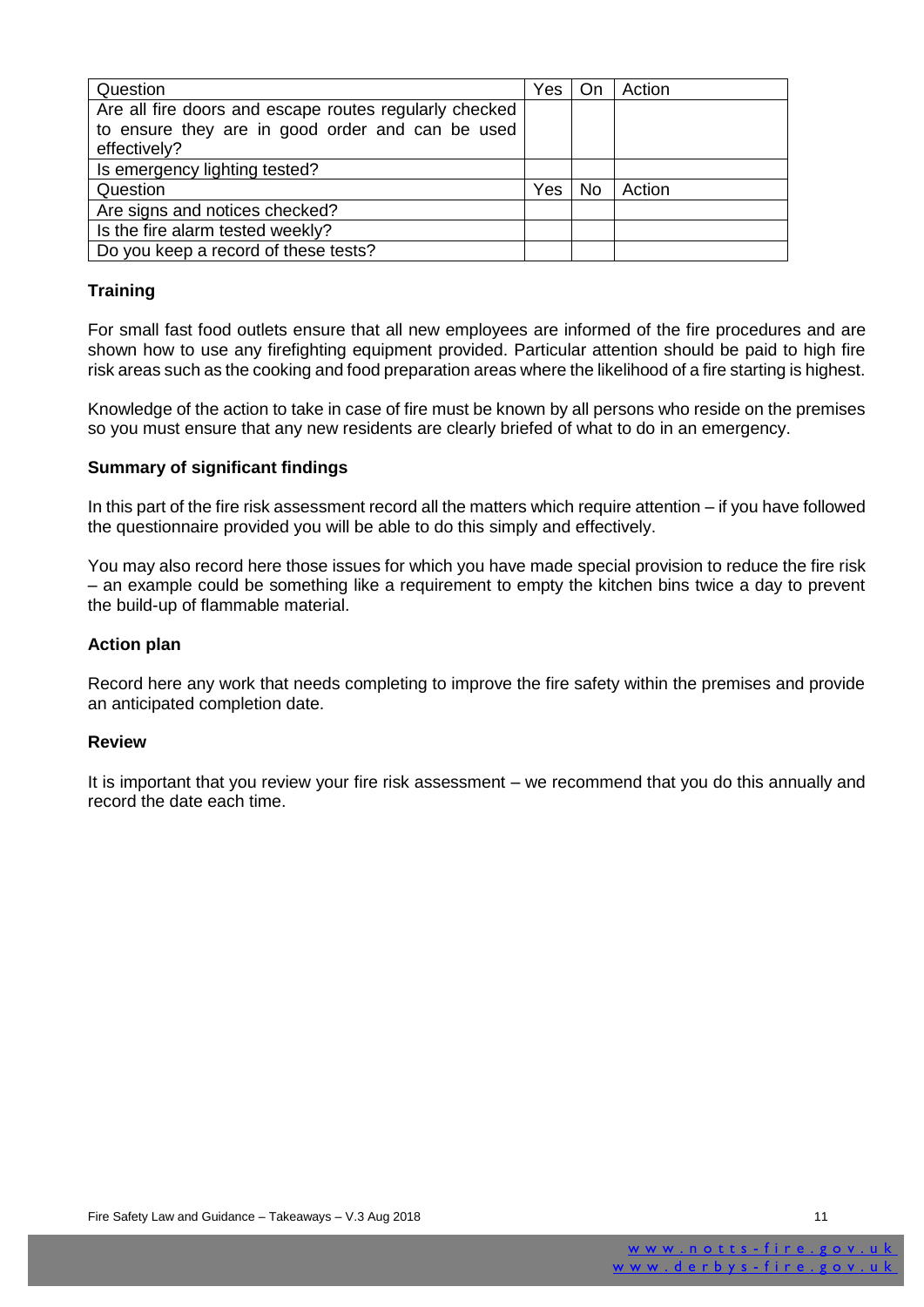| Question | Yes | On | Action |
|---|---|---|---|
| Are all fire doors and escape routes regularly checked to ensure they are in good order and can be used effectively? | | | |
| Is emergency lighting tested? | | | |
| Question | Yes | No | Action |
| Are signs and notices checked? | | | |
| Is the fire alarm tested weekly? | | | |
| Do you keep a record of these tests? | | | |

### Training

For small fast food outlets ensure that all new employees are informed of the fire procedures and are shown how to use any firefighting equipment provided. Particular attention should be paid to high fire risk areas such as the cooking and food preparation areas where the likelihood of a fire starting is highest.

Knowledge of the action to take in case of fire must be known by all persons who reside on the premises so you must ensure that any new residents are clearly briefed of what to do in an emergency.

### Summary of significant findings

In this part of the fire risk assessment record all the matters which require attention – if you have followed the questionnaire provided you will be able to do this simply and effectively.

You may also record here those issues for which you have made special provision to reduce the fire risk – an example could be something like a requirement to empty the kitchen bins twice a day to prevent the build-up of flammable material.

### Action plan

Record here any work that needs completing to improve the fire safety within the premises and provide an anticipated completion date.

### Review

It is important that you review your fire risk assessment – we recommend that you do this annually and record the date each time.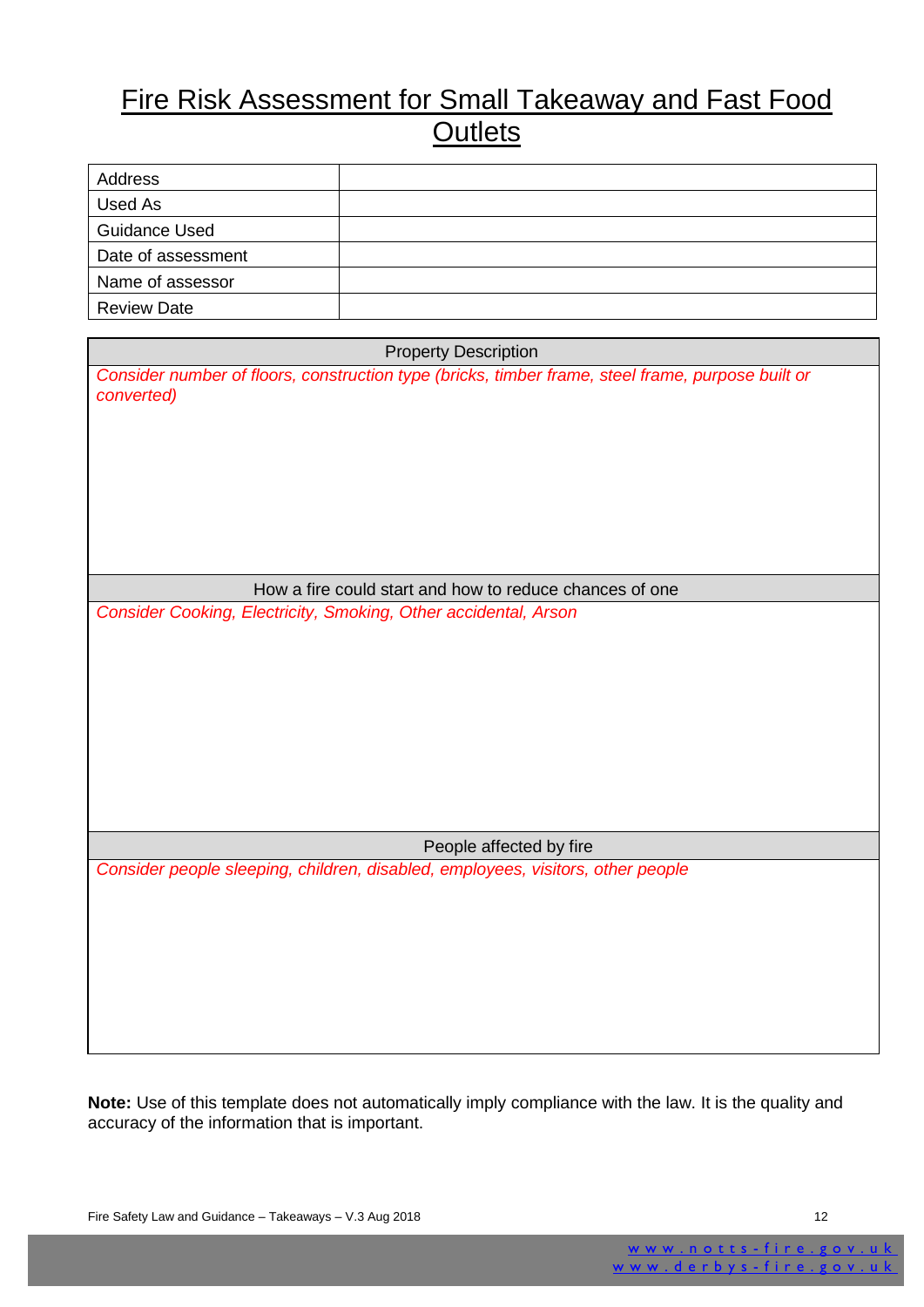# Fire Risk Assessment for Small Takeaway and Fast Food Outlets

| Address | |
|---|---|
| Used As | |
| Guidance Used | |
| Date of assessment | |
| Name of assessor | |
| Review Date | |

| Property Description |
|---|
| *Consider number of floors, construction type (bricks, timber frame, steel frame, purpose built or converted)* |
| **How a fire could start and how to reduce chances of one** |
| *Consider Cooking, Electricity, Smoking, Other accidental, Arson* |
| **People affected by fire** |
| *Consider people sleeping, children, disabled, employees, visitors, other people* |

**Note:** Use of this template does not automatically imply compliance with the law. It is the quality and accuracy of the information that is important.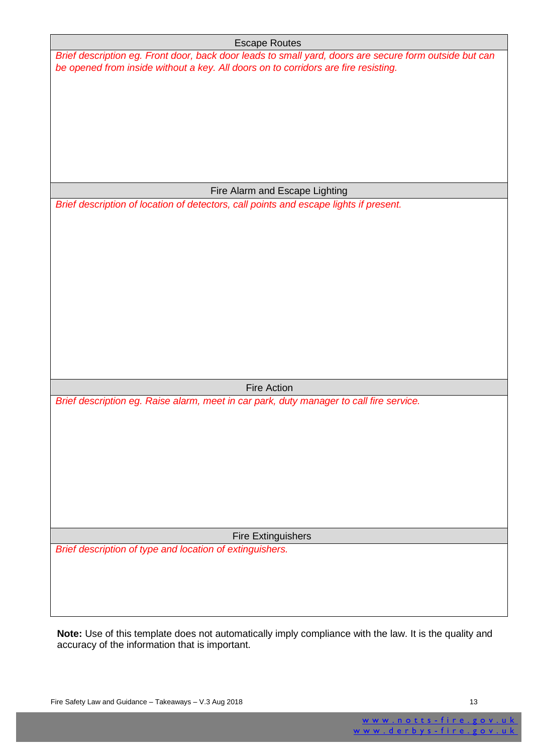| Escape Routes |
| --- |
| *Brief description eg. Front door, back door leads to small yard, doors are secure form outside but can be opened from inside without a key. All doors on to corridors are fire resisting.* |

| Fire Alarm and Escape Lighting |
| --- |
| *Brief description of location of detectors, call points and escape lights if present.* |

| Fire Action |
| --- |
| *Brief description eg. Raise alarm, meet in car park, duty manager to call fire service.* |

| Fire Extinguishers |
| --- |
| *Brief description of type and location of extinguishers.* |

**Note:** Use of this template does not automatically imply compliance with the law. It is the quality and accuracy of the information that is important.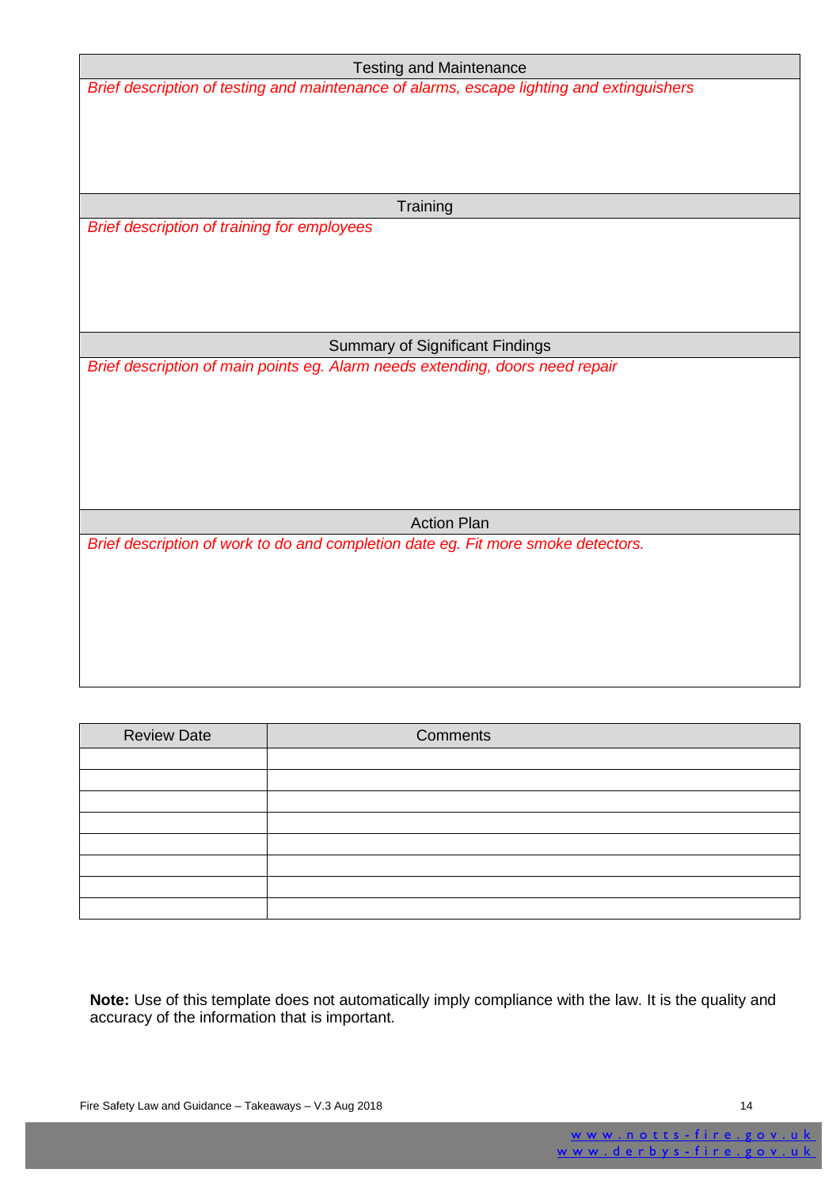| Testing and Maintenance |
| --- |
| *Brief description of testing and maintenance of alarms, escape lighting and extinguishers* |

| Training |
| --- |
| *Brief description of training for employees* |

| Summary of Significant Findings |
| --- |
| *Brief description of main points eg. Alarm needs extending, doors need repair* |

| Action Plan |
| --- |
| *Brief description of work to do and completion date eg. Fit more smoke detectors.* |

| Review Date | Comments |
| --- | --- |
| | |
| | |
| | |
| | |
| | |
| | |
| | |
| | |

**Note:** Use of this template does not automatically imply compliance with the law. It is the quality and accuracy of the information that is important.